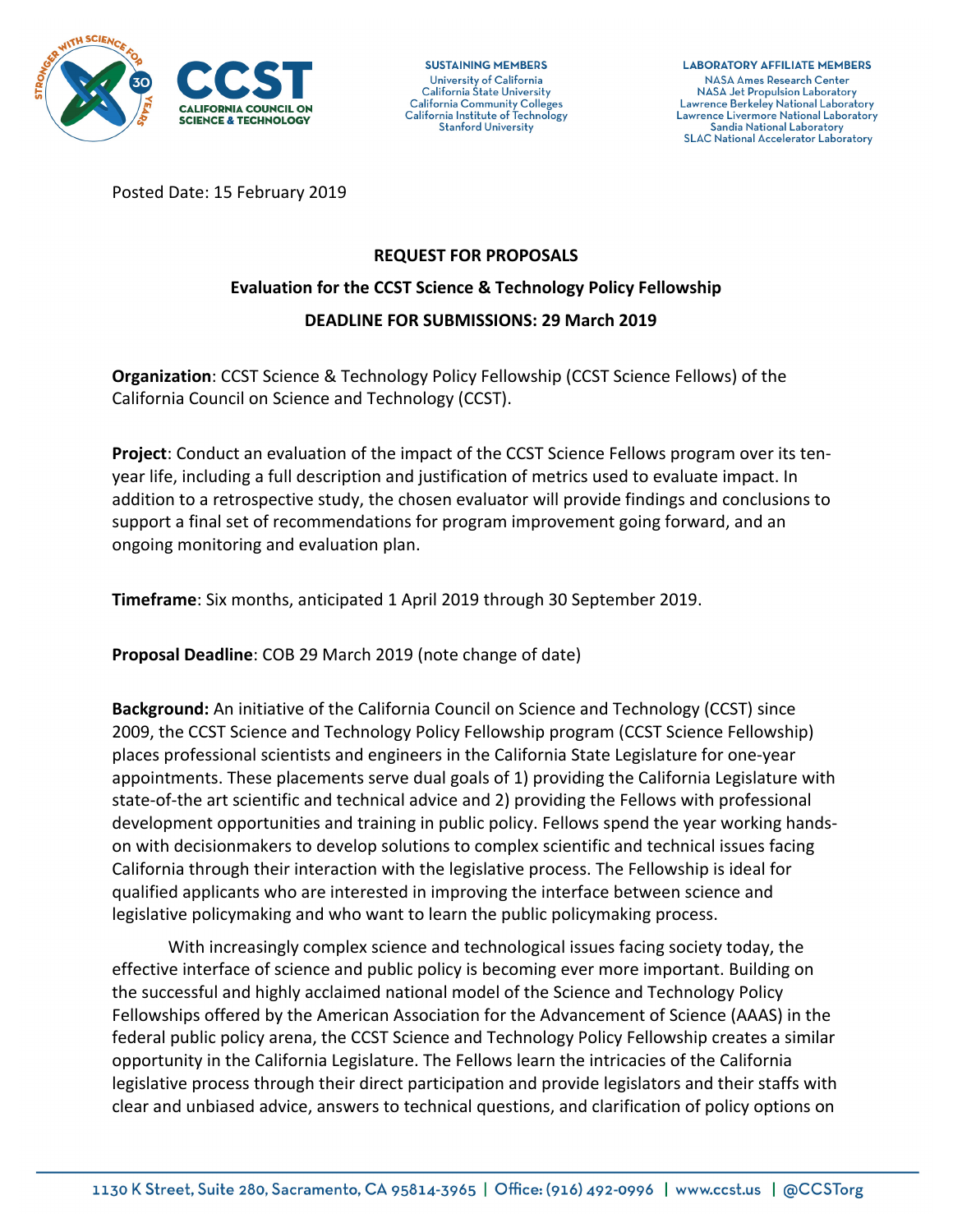**SUSTAINING MEMBERS**
University of California
California State University
California Community Colleges
California Institute of Technology
Stanford University

**LABORATORY AFFILIATE MEMBERS**
NASA Ames Research Center
NASA Jet Propulsion Laboratory
Lawrence Berkeley National Laboratory
Lawrence Livermore National Laboratory
Sandia National Laboratory
SLAC National Accelerator Laboratory

Posted Date: 15 February 2019

**REQUEST FOR PROPOSALS**

**Evaluation for the CCST Science & Technology Policy Fellowship**

**DEADLINE FOR SUBMISSIONS: 29 March 2019**

**Organization**: CCST Science & Technology Policy Fellowship (CCST Science Fellows) of the California Council on Science and Technology (CCST).

**Project**: Conduct an evaluation of the impact of the CCST Science Fellows program over its ten-year life, including a full description and justification of metrics used to evaluate impact. In addition to a retrospective study, the chosen evaluator will provide findings and conclusions to support a final set of recommendations for program improvement going forward, and an ongoing monitoring and evaluation plan.

**Timeframe**: Six months, anticipated 1 April 2019 through 30 September 2019.

**Proposal Deadline**: COB 29 March 2019 (note change of date)

**Background:** An initiative of the California Council on Science and Technology (CCST) since 2009, the CCST Science and Technology Policy Fellowship program (CCST Science Fellowship) places professional scientists and engineers in the California State Legislature for one-year appointments. These placements serve dual goals of 1) providing the California Legislature with state-of-the art scientific and technical advice and 2) providing the Fellows with professional development opportunities and training in public policy. Fellows spend the year working hands-on with decisionmakers to develop solutions to complex scientific and technical issues facing California through their interaction with the legislative process. The Fellowship is ideal for qualified applicants who are interested in improving the interface between science and legislative policymaking and who want to learn the public policymaking process.

With increasingly complex science and technological issues facing society today, the effective interface of science and public policy is becoming ever more important. Building on the successful and highly acclaimed national model of the Science and Technology Policy Fellowships offered by the American Association for the Advancement of Science (AAAS) in the federal public policy arena, the CCST Science and Technology Policy Fellowship creates a similar opportunity in the California Legislature. The Fellows learn the intricacies of the California legislative process through their direct participation and provide legislators and their staffs with clear and unbiased advice, answers to technical questions, and clarification of policy options on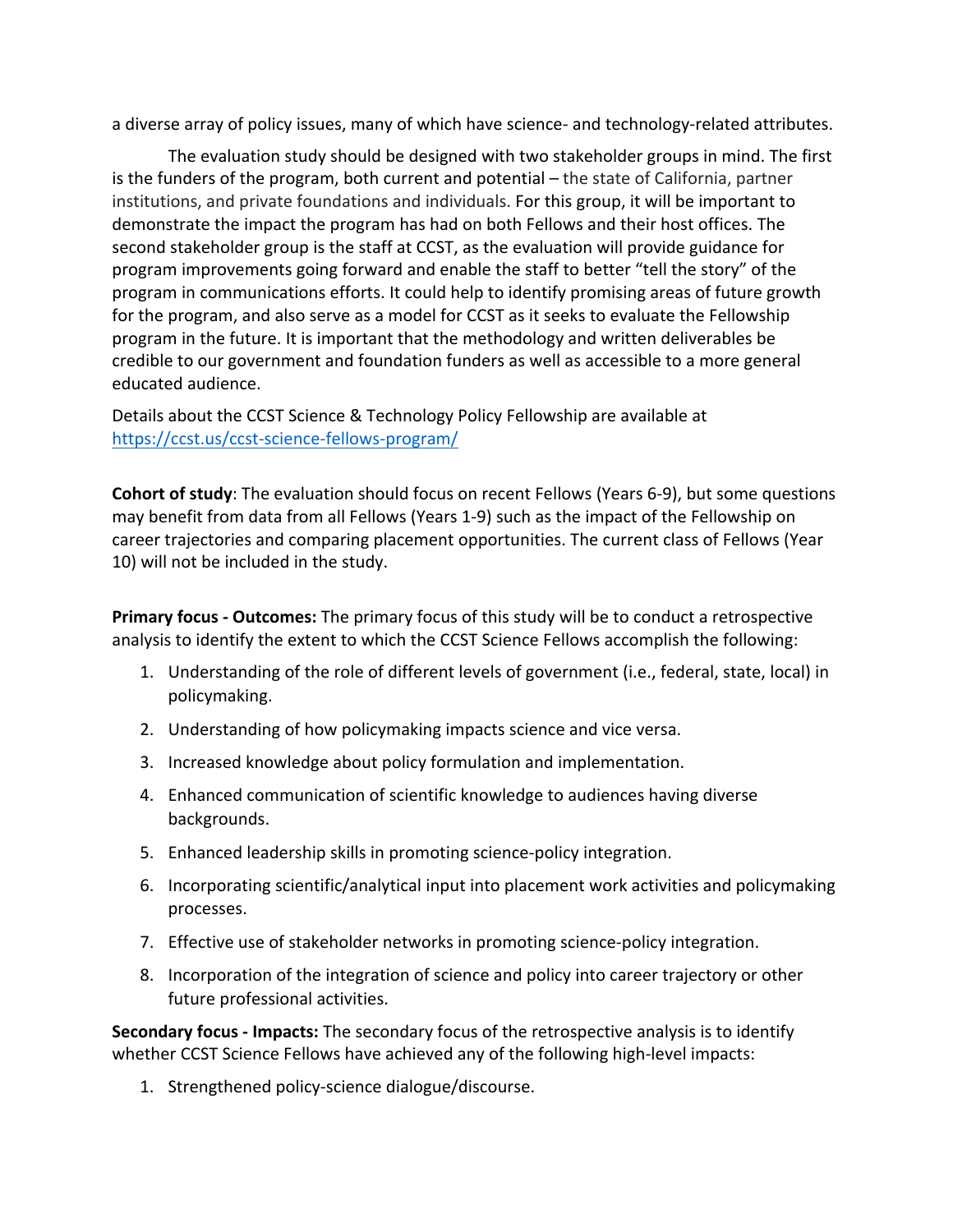a diverse array of policy issues, many of which have science- and technology-related attributes.

The evaluation study should be designed with two stakeholder groups in mind. The first is the funders of the program, both current and potential – the state of California, partner institutions, and private foundations and individuals. For this group, it will be important to demonstrate the impact the program has had on both Fellows and their host offices. The second stakeholder group is the staff at CCST, as the evaluation will provide guidance for program improvements going forward and enable the staff to better "tell the story" of the program in communications efforts. It could help to identify promising areas of future growth for the program, and also serve as a model for CCST as it seeks to evaluate the Fellowship program in the future. It is important that the methodology and written deliverables be credible to our government and foundation funders as well as accessible to a more general educated audience.

Details about the CCST Science & Technology Policy Fellowship are available at https://ccst.us/ccst-science-fellows-program/

**Cohort of study**: The evaluation should focus on recent Fellows (Years 6-9), but some questions may benefit from data from all Fellows (Years 1-9) such as the impact of the Fellowship on career trajectories and comparing placement opportunities. The current class of Fellows (Year 10) will not be included in the study.

**Primary focus - Outcomes:** The primary focus of this study will be to conduct a retrospective analysis to identify the extent to which the CCST Science Fellows accomplish the following:

1. Understanding of the role of different levels of government (i.e., federal, state, local) in policymaking.
2. Understanding of how policymaking impacts science and vice versa.
3. Increased knowledge about policy formulation and implementation.
4. Enhanced communication of scientific knowledge to audiences having diverse backgrounds.
5. Enhanced leadership skills in promoting science-policy integration.
6. Incorporating scientific/analytical input into placement work activities and policymaking processes.
7. Effective use of stakeholder networks in promoting science-policy integration.
8. Incorporation of the integration of science and policy into career trajectory or other future professional activities.

**Secondary focus - Impacts:** The secondary focus of the retrospective analysis is to identify whether CCST Science Fellows have achieved any of the following high-level impacts:

1. Strengthened policy-science dialogue/discourse.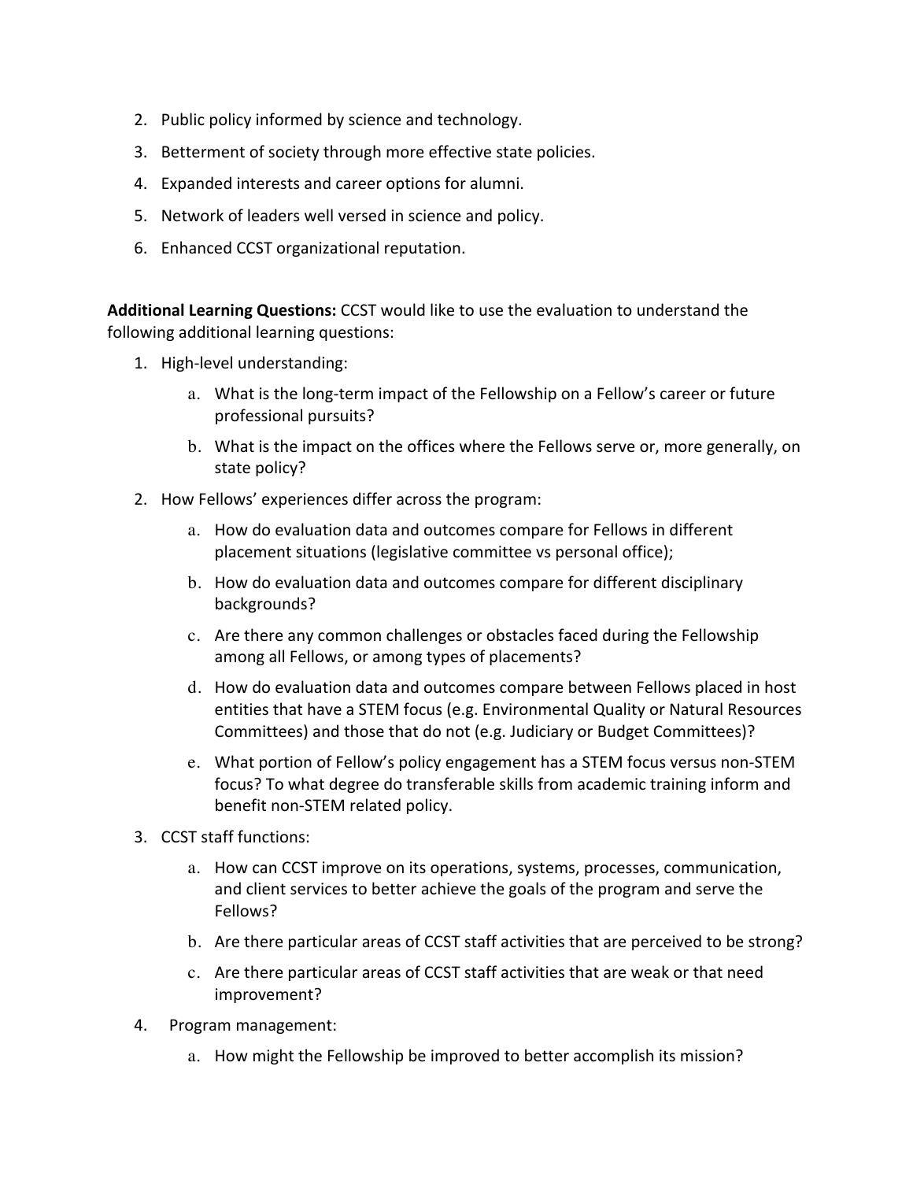2. Public policy informed by science and technology.
3. Betterment of society through more effective state policies.
4. Expanded interests and career options for alumni.
5. Network of leaders well versed in science and policy.
6. Enhanced CCST organizational reputation.

**Additional Learning Questions:** CCST would like to use the evaluation to understand the following additional learning questions:

1. High-level understanding:
   a. What is the long-term impact of the Fellowship on a Fellow's career or future professional pursuits?
   b. What is the impact on the offices where the Fellows serve or, more generally, on state policy?
2. How Fellows' experiences differ across the program:
   a. How do evaluation data and outcomes compare for Fellows in different placement situations (legislative committee vs personal office);
   b. How do evaluation data and outcomes compare for different disciplinary backgrounds?
   c. Are there any common challenges or obstacles faced during the Fellowship among all Fellows, or among types of placements?
   d. How do evaluation data and outcomes compare between Fellows placed in host entities that have a STEM focus (e.g. Environmental Quality or Natural Resources Committees) and those that do not (e.g. Judiciary or Budget Committees)?
   e. What portion of Fellow's policy engagement has a STEM focus versus non-STEM focus? To what degree do transferable skills from academic training inform and benefit non-STEM related policy.
3. CCST staff functions:
   a. How can CCST improve on its operations, systems, processes, communication, and client services to better achieve the goals of the program and serve the Fellows?
   b. Are there particular areas of CCST staff activities that are perceived to be strong?
   c. Are there particular areas of CCST staff activities that are weak or that need improvement?
4. Program management:
   a. How might the Fellowship be improved to better accomplish its mission?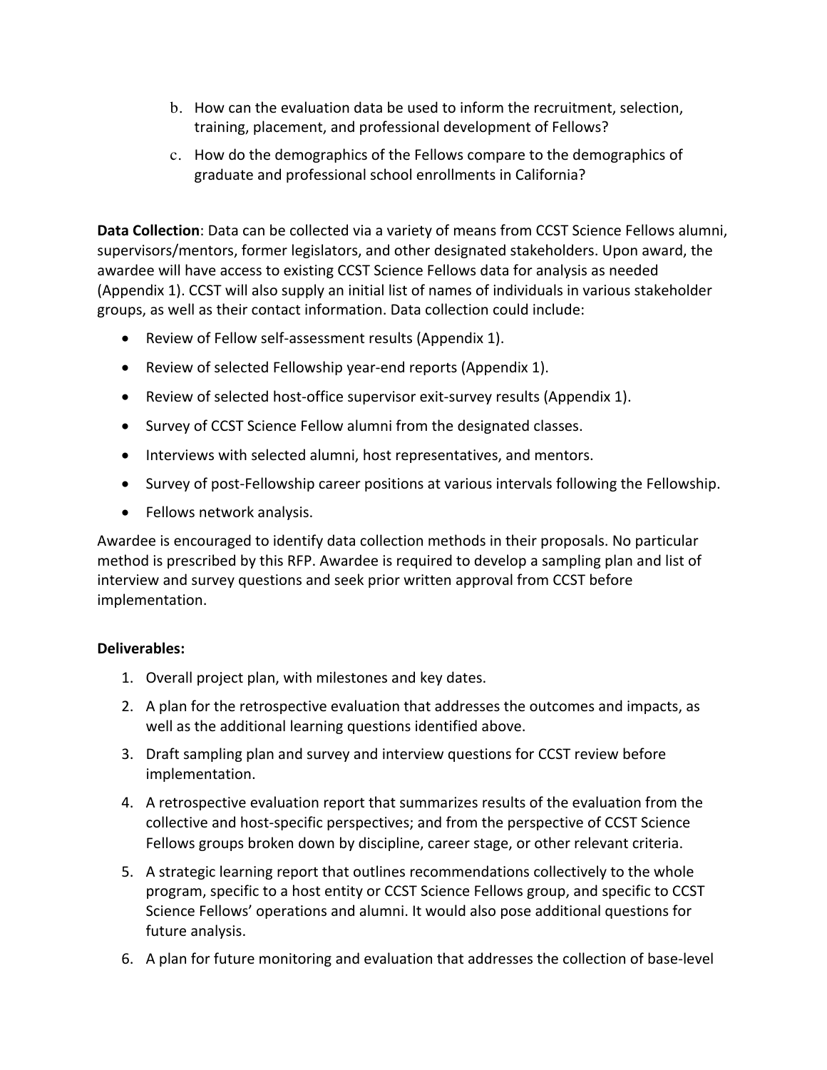b. How can the evaluation data be used to inform the recruitment, selection, training, placement, and professional development of Fellows?

c. How do the demographics of the Fellows compare to the demographics of graduate and professional school enrollments in California?

**Data Collection**: Data can be collected via a variety of means from CCST Science Fellows alumni, supervisors/mentors, former legislators, and other designated stakeholders. Upon award, the awardee will have access to existing CCST Science Fellows data for analysis as needed (Appendix 1). CCST will also supply an initial list of names of individuals in various stakeholder groups, as well as their contact information. Data collection could include:

- Review of Fellow self-assessment results (Appendix 1).
- Review of selected Fellowship year-end reports (Appendix 1).
- Review of selected host-office supervisor exit-survey results (Appendix 1).
- Survey of CCST Science Fellow alumni from the designated classes.
- Interviews with selected alumni, host representatives, and mentors.
- Survey of post-Fellowship career positions at various intervals following the Fellowship.
- Fellows network analysis.

Awardee is encouraged to identify data collection methods in their proposals. No particular method is prescribed by this RFP. Awardee is required to develop a sampling plan and list of interview and survey questions and seek prior written approval from CCST before implementation.

**Deliverables:**

1. Overall project plan, with milestones and key dates.
2. A plan for the retrospective evaluation that addresses the outcomes and impacts, as well as the additional learning questions identified above.
3. Draft sampling plan and survey and interview questions for CCST review before implementation.
4. A retrospective evaluation report that summarizes results of the evaluation from the collective and host-specific perspectives; and from the perspective of CCST Science Fellows groups broken down by discipline, career stage, or other relevant criteria.
5. A strategic learning report that outlines recommendations collectively to the whole program, specific to a host entity or CCST Science Fellows group, and specific to CCST Science Fellows' operations and alumni. It would also pose additional questions for future analysis.
6. A plan for future monitoring and evaluation that addresses the collection of base-level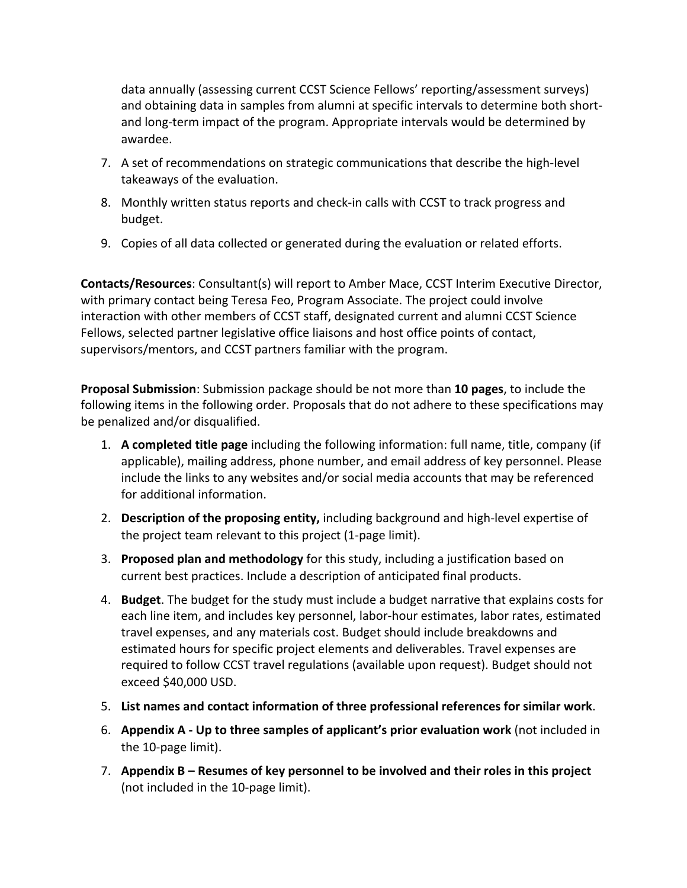data annually (assessing current CCST Science Fellows' reporting/assessment surveys) and obtaining data in samples from alumni at specific intervals to determine both short- and long-term impact of the program. Appropriate intervals would be determined by awardee.

7. A set of recommendations on strategic communications that describe the high-level takeaways of the evaluation.
8. Monthly written status reports and check-in calls with CCST to track progress and budget.
9. Copies of all data collected or generated during the evaluation or related efforts.

**Contacts/Resources**: Consultant(s) will report to Amber Mace, CCST Interim Executive Director, with primary contact being Teresa Feo, Program Associate. The project could involve interaction with other members of CCST staff, designated current and alumni CCST Science Fellows, selected partner legislative office liaisons and host office points of contact, supervisors/mentors, and CCST partners familiar with the program.

**Proposal Submission**: Submission package should be not more than **10 pages**, to include the following items in the following order. Proposals that do not adhere to these specifications may be penalized and/or disqualified.

1. **A completed title page** including the following information: full name, title, company (if applicable), mailing address, phone number, and email address of key personnel. Please include the links to any websites and/or social media accounts that may be referenced for additional information.
2. **Description of the proposing entity,** including background and high-level expertise of the project team relevant to this project (1-page limit).
3. **Proposed plan and methodology** for this study, including a justification based on current best practices. Include a description of anticipated final products.
4. **Budget**. The budget for the study must include a budget narrative that explains costs for each line item, and includes key personnel, labor-hour estimates, labor rates, estimated travel expenses, and any materials cost. Budget should include breakdowns and estimated hours for specific project elements and deliverables. Travel expenses are required to follow CCST travel regulations (available upon request). Budget should not exceed $40,000 USD.
5. **List names and contact information of three professional references for similar work**.
6. **Appendix A - Up to three samples of applicant's prior evaluation work** (not included in the 10-page limit).
7. **Appendix B – Resumes of key personnel to be involved and their roles in this project** (not included in the 10-page limit).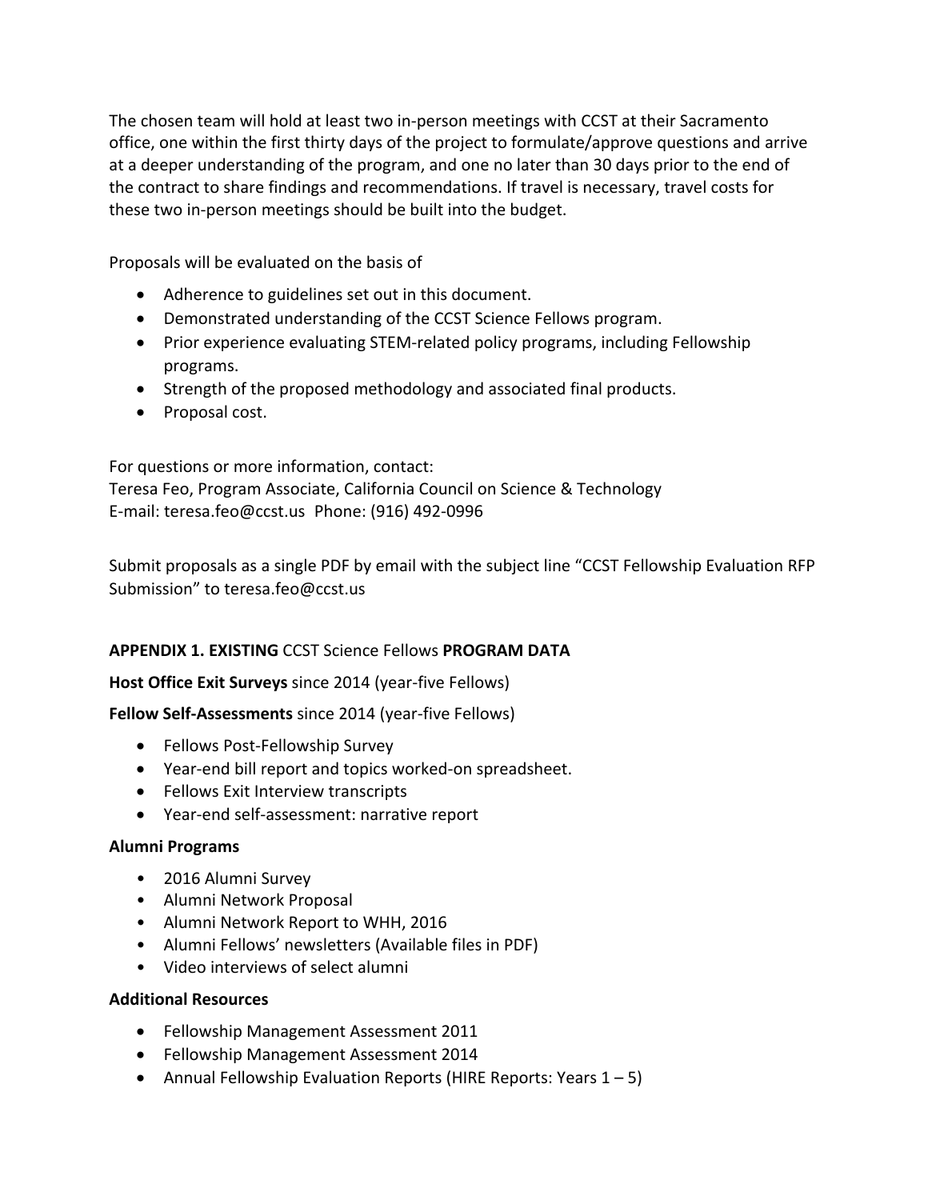The chosen team will hold at least two in-person meetings with CCST at their Sacramento office, one within the first thirty days of the project to formulate/approve questions and arrive at a deeper understanding of the program, and one no later than 30 days prior to the end of the contract to share findings and recommendations. If travel is necessary, travel costs for these two in-person meetings should be built into the budget.

Proposals will be evaluated on the basis of

- Adherence to guidelines set out in this document.
- Demonstrated understanding of the CCST Science Fellows program.
- Prior experience evaluating STEM-related policy programs, including Fellowship programs.
- Strength of the proposed methodology and associated final products.
- Proposal cost.

For questions or more information, contact:
Teresa Feo, Program Associate, California Council on Science & Technology
E-mail: teresa.feo@ccst.us Phone: (916) 492-0996

Submit proposals as a single PDF by email with the subject line "CCST Fellowship Evaluation RFP Submission" to teresa.feo@ccst.us

**APPENDIX 1. EXISTING** CCST Science Fellows **PROGRAM DATA**

**Host Office Exit Surveys** since 2014 (year-five Fellows)

**Fellow Self-Assessments** since 2014 (year-five Fellows)

- Fellows Post-Fellowship Survey
- Year-end bill report and topics worked-on spreadsheet.
- Fellows Exit Interview transcripts
- Year-end self-assessment: narrative report

**Alumni Programs**

- 2016 Alumni Survey
- Alumni Network Proposal
- Alumni Network Report to WHH, 2016
- Alumni Fellows' newsletters (Available files in PDF)
- Video interviews of select alumni

**Additional Resources**

- Fellowship Management Assessment 2011
- Fellowship Management Assessment 2014
- Annual Fellowship Evaluation Reports (HIRE Reports: Years 1 – 5)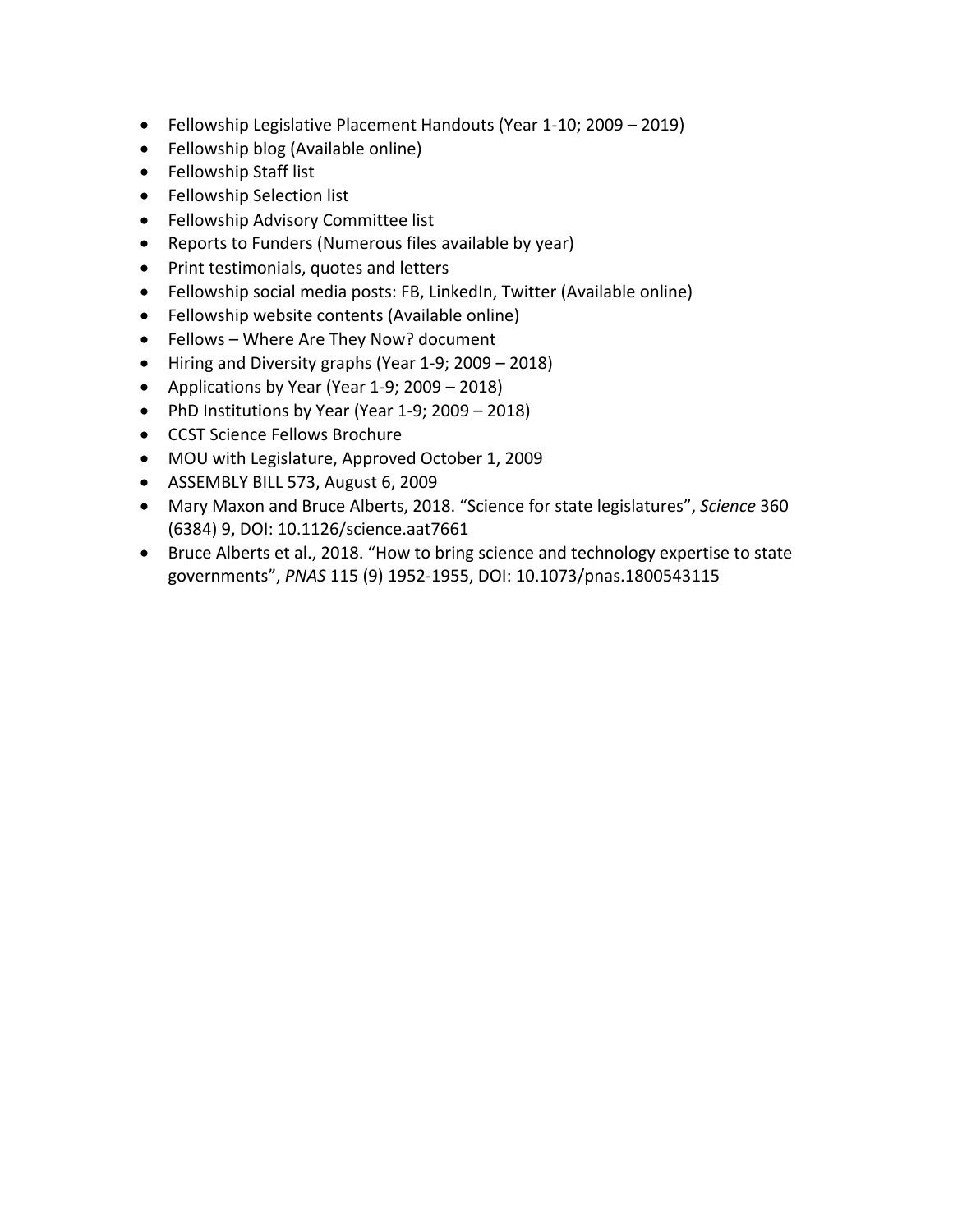- Fellowship Legislative Placement Handouts (Year 1-10; 2009 – 2019)
- Fellowship blog (Available online)
- Fellowship Staff list
- Fellowship Selection list
- Fellowship Advisory Committee list
- Reports to Funders (Numerous files available by year)
- Print testimonials, quotes and letters
- Fellowship social media posts: FB, LinkedIn, Twitter (Available online)
- Fellowship website contents (Available online)
- Fellows – Where Are They Now? document
- Hiring and Diversity graphs (Year 1-9; 2009 – 2018)
- Applications by Year (Year 1-9; 2009 – 2018)
- PhD Institutions by Year (Year 1-9; 2009 – 2018)
- CCST Science Fellows Brochure
- MOU with Legislature, Approved October 1, 2009
- ASSEMBLY BILL 573, August 6, 2009
- Mary Maxon and Bruce Alberts, 2018. "Science for state legislatures", *Science* 360 (6384) 9, DOI: 10.1126/science.aat7661
- Bruce Alberts et al., 2018. "How to bring science and technology expertise to state governments", *PNAS* 115 (9) 1952-1955, DOI: 10.1073/pnas.1800543115